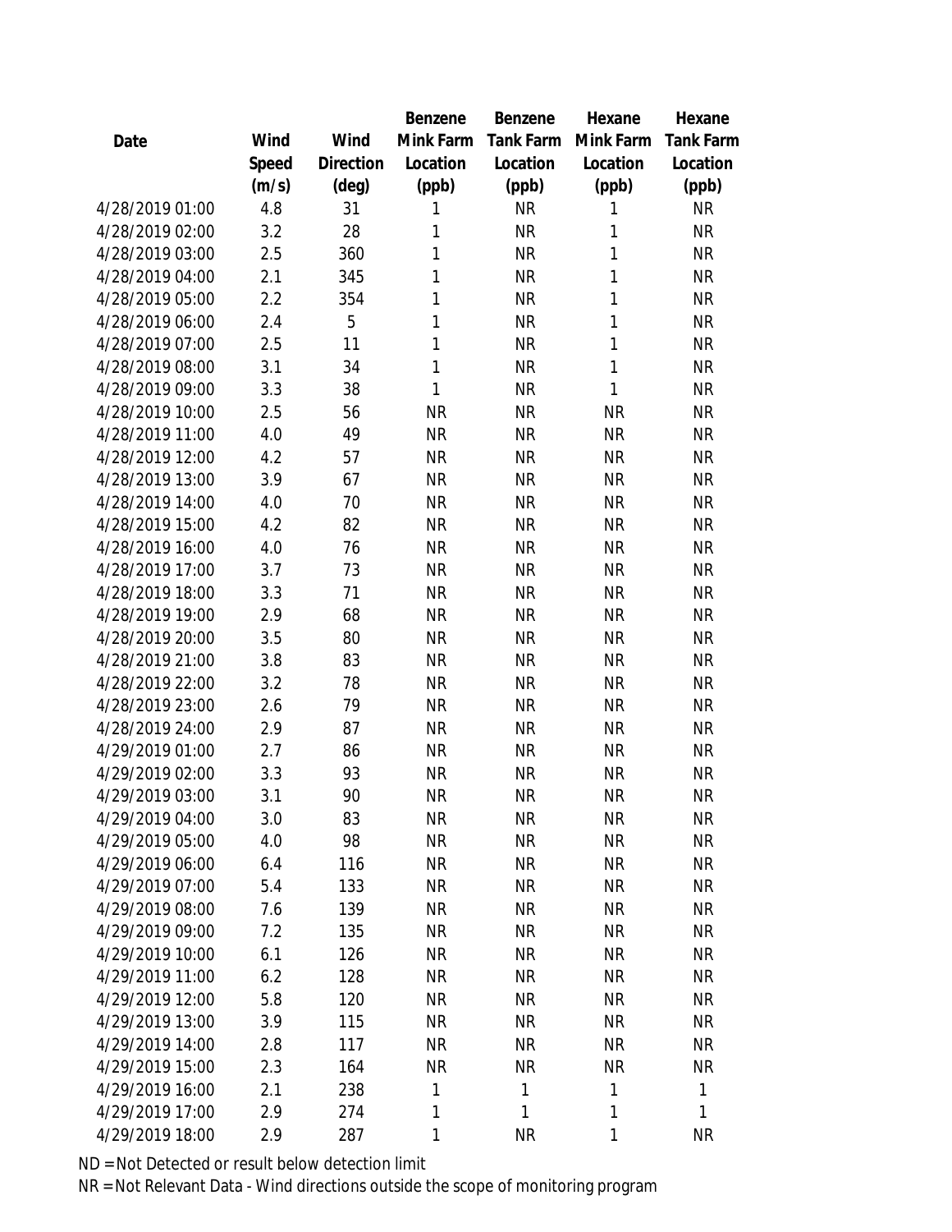| Date | Wind Speed (m/s) | Wind Direction (deg) | Benzene Mink Farm Location (ppb) | Benzene Tank Farm Location (ppb) | Hexane Mink Farm Location (ppb) | Hexane Tank Farm Location (ppb) |
|---|---|---|---|---|---|---|
| 4/28/2019 01:00 | 4.8 | 31 | 1 | NR | 1 | NR |
| 4/28/2019 02:00 | 3.2 | 28 | 1 | NR | 1 | NR |
| 4/28/2019 03:00 | 2.5 | 360 | 1 | NR | 1 | NR |
| 4/28/2019 04:00 | 2.1 | 345 | 1 | NR | 1 | NR |
| 4/28/2019 05:00 | 2.2 | 354 | 1 | NR | 1 | NR |
| 4/28/2019 06:00 | 2.4 | 5 | 1 | NR | 1 | NR |
| 4/28/2019 07:00 | 2.5 | 11 | 1 | NR | 1 | NR |
| 4/28/2019 08:00 | 3.1 | 34 | 1 | NR | 1 | NR |
| 4/28/2019 09:00 | 3.3 | 38 | 1 | NR | 1 | NR |
| 4/28/2019 10:00 | 2.5 | 56 | NR | NR | NR | NR |
| 4/28/2019 11:00 | 4.0 | 49 | NR | NR | NR | NR |
| 4/28/2019 12:00 | 4.2 | 57 | NR | NR | NR | NR |
| 4/28/2019 13:00 | 3.9 | 67 | NR | NR | NR | NR |
| 4/28/2019 14:00 | 4.0 | 70 | NR | NR | NR | NR |
| 4/28/2019 15:00 | 4.2 | 82 | NR | NR | NR | NR |
| 4/28/2019 16:00 | 4.0 | 76 | NR | NR | NR | NR |
| 4/28/2019 17:00 | 3.7 | 73 | NR | NR | NR | NR |
| 4/28/2019 18:00 | 3.3 | 71 | NR | NR | NR | NR |
| 4/28/2019 19:00 | 2.9 | 68 | NR | NR | NR | NR |
| 4/28/2019 20:00 | 3.5 | 80 | NR | NR | NR | NR |
| 4/28/2019 21:00 | 3.8 | 83 | NR | NR | NR | NR |
| 4/28/2019 22:00 | 3.2 | 78 | NR | NR | NR | NR |
| 4/28/2019 23:00 | 2.6 | 79 | NR | NR | NR | NR |
| 4/28/2019 24:00 | 2.9 | 87 | NR | NR | NR | NR |
| 4/29/2019 01:00 | 2.7 | 86 | NR | NR | NR | NR |
| 4/29/2019 02:00 | 3.3 | 93 | NR | NR | NR | NR |
| 4/29/2019 03:00 | 3.1 | 90 | NR | NR | NR | NR |
| 4/29/2019 04:00 | 3.0 | 83 | NR | NR | NR | NR |
| 4/29/2019 05:00 | 4.0 | 98 | NR | NR | NR | NR |
| 4/29/2019 06:00 | 6.4 | 116 | NR | NR | NR | NR |
| 4/29/2019 07:00 | 5.4 | 133 | NR | NR | NR | NR |
| 4/29/2019 08:00 | 7.6 | 139 | NR | NR | NR | NR |
| 4/29/2019 09:00 | 7.2 | 135 | NR | NR | NR | NR |
| 4/29/2019 10:00 | 6.1 | 126 | NR | NR | NR | NR |
| 4/29/2019 11:00 | 6.2 | 128 | NR | NR | NR | NR |
| 4/29/2019 12:00 | 5.8 | 120 | NR | NR | NR | NR |
| 4/29/2019 13:00 | 3.9 | 115 | NR | NR | NR | NR |
| 4/29/2019 14:00 | 2.8 | 117 | NR | NR | NR | NR |
| 4/29/2019 15:00 | 2.3 | 164 | NR | NR | NR | NR |
| 4/29/2019 16:00 | 2.1 | 238 | 1 | 1 | 1 | 1 |
| 4/29/2019 17:00 | 2.9 | 274 | 1 | 1 | 1 | 1 |
| 4/29/2019 18:00 | 2.9 | 287 | 1 | NR | 1 | NR |

ND = Not Detected or result below detection limit

NR = Not Relevant Data - Wind directions outside the scope of monitoring program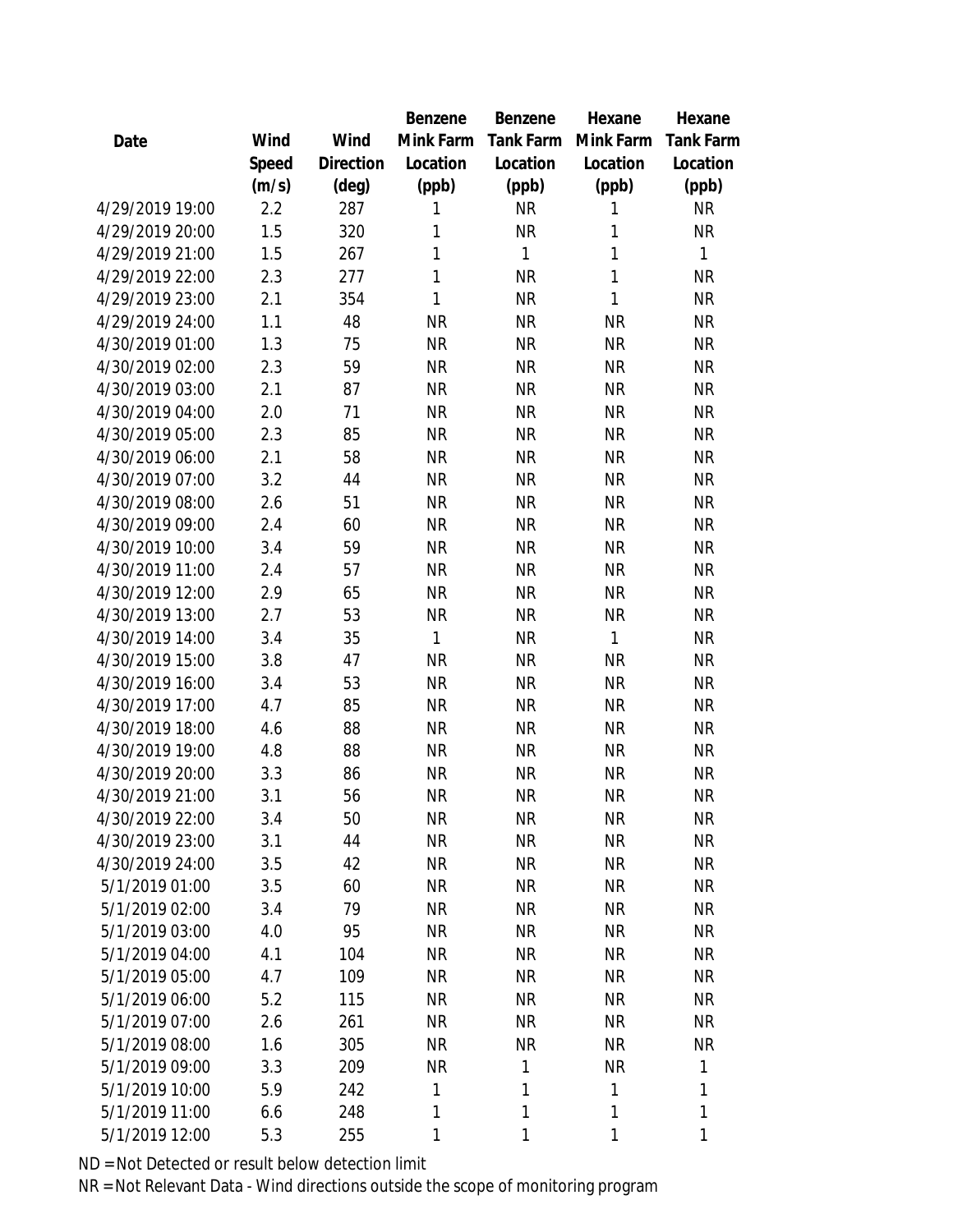| Date | Wind Speed (m/s) | Wind Direction (deg) | Benzene Mink Farm Location (ppb) | Benzene Tank Farm Location (ppb) | Hexane Mink Farm Location (ppb) | Hexane Tank Farm Location (ppb) |
|---|---|---|---|---|---|---|
| 4/29/2019 19:00 | 2.2 | 287 | 1 | NR | 1 | NR |
| 4/29/2019 20:00 | 1.5 | 320 | 1 | NR | 1 | NR |
| 4/29/2019 21:00 | 1.5 | 267 | 1 | 1 | 1 | 1 |
| 4/29/2019 22:00 | 2.3 | 277 | 1 | NR | 1 | NR |
| 4/29/2019 23:00 | 2.1 | 354 | 1 | NR | 1 | NR |
| 4/29/2019 24:00 | 1.1 | 48 | NR | NR | NR | NR |
| 4/30/2019 01:00 | 1.3 | 75 | NR | NR | NR | NR |
| 4/30/2019 02:00 | 2.3 | 59 | NR | NR | NR | NR |
| 4/30/2019 03:00 | 2.1 | 87 | NR | NR | NR | NR |
| 4/30/2019 04:00 | 2.0 | 71 | NR | NR | NR | NR |
| 4/30/2019 05:00 | 2.3 | 85 | NR | NR | NR | NR |
| 4/30/2019 06:00 | 2.1 | 58 | NR | NR | NR | NR |
| 4/30/2019 07:00 | 3.2 | 44 | NR | NR | NR | NR |
| 4/30/2019 08:00 | 2.6 | 51 | NR | NR | NR | NR |
| 4/30/2019 09:00 | 2.4 | 60 | NR | NR | NR | NR |
| 4/30/2019 10:00 | 3.4 | 59 | NR | NR | NR | NR |
| 4/30/2019 11:00 | 2.4 | 57 | NR | NR | NR | NR |
| 4/30/2019 12:00 | 2.9 | 65 | NR | NR | NR | NR |
| 4/30/2019 13:00 | 2.7 | 53 | NR | NR | NR | NR |
| 4/30/2019 14:00 | 3.4 | 35 | 1 | NR | 1 | NR |
| 4/30/2019 15:00 | 3.8 | 47 | NR | NR | NR | NR |
| 4/30/2019 16:00 | 3.4 | 53 | NR | NR | NR | NR |
| 4/30/2019 17:00 | 4.7 | 85 | NR | NR | NR | NR |
| 4/30/2019 18:00 | 4.6 | 88 | NR | NR | NR | NR |
| 4/30/2019 19:00 | 4.8 | 88 | NR | NR | NR | NR |
| 4/30/2019 20:00 | 3.3 | 86 | NR | NR | NR | NR |
| 4/30/2019 21:00 | 3.1 | 56 | NR | NR | NR | NR |
| 4/30/2019 22:00 | 3.4 | 50 | NR | NR | NR | NR |
| 4/30/2019 23:00 | 3.1 | 44 | NR | NR | NR | NR |
| 4/30/2019 24:00 | 3.5 | 42 | NR | NR | NR | NR |
| 5/1/2019 01:00 | 3.5 | 60 | NR | NR | NR | NR |
| 5/1/2019 02:00 | 3.4 | 79 | NR | NR | NR | NR |
| 5/1/2019 03:00 | 4.0 | 95 | NR | NR | NR | NR |
| 5/1/2019 04:00 | 4.1 | 104 | NR | NR | NR | NR |
| 5/1/2019 05:00 | 4.7 | 109 | NR | NR | NR | NR |
| 5/1/2019 06:00 | 5.2 | 115 | NR | NR | NR | NR |
| 5/1/2019 07:00 | 2.6 | 261 | NR | NR | NR | NR |
| 5/1/2019 08:00 | 1.6 | 305 | NR | NR | NR | NR |
| 5/1/2019 09:00 | 3.3 | 209 | NR | 1 | NR | 1 |
| 5/1/2019 10:00 | 5.9 | 242 | 1 | 1 | 1 | 1 |
| 5/1/2019 11:00 | 6.6 | 248 | 1 | 1 | 1 | 1 |
| 5/1/2019 12:00 | 5.3 | 255 | 1 | 1 | 1 | 1 |

ND = Not Detected or result below detection limit

NR = Not Relevant Data - Wind directions outside the scope of monitoring program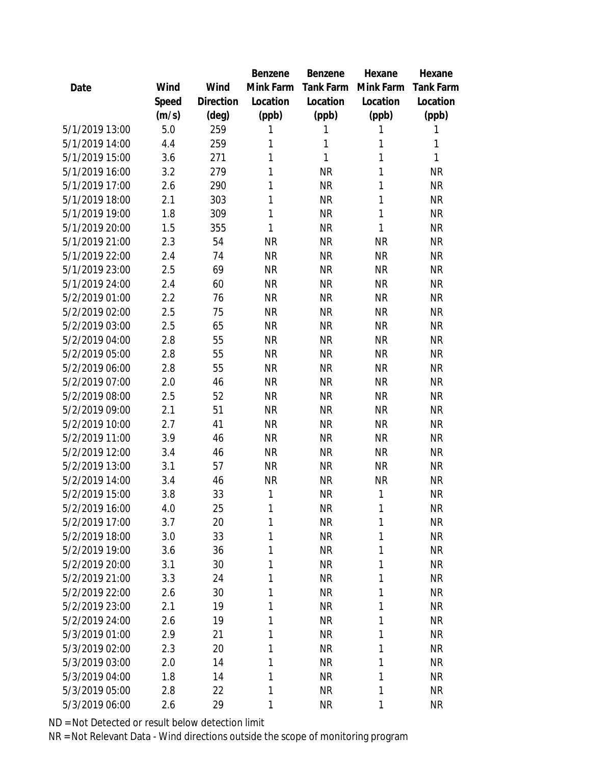| Date | Wind Speed (m/s) | Wind Direction (deg) | Benzene Mink Farm Location (ppb) | Benzene Tank Farm Location (ppb) | Hexane Mink Farm Location (ppb) | Hexane Tank Farm Location (ppb) |
|---|---|---|---|---|---|---|
| 5/1/2019 13:00 | 5.0 | 259 | 1 | 1 | 1 | 1 |
| 5/1/2019 14:00 | 4.4 | 259 | 1 | 1 | 1 | 1 |
| 5/1/2019 15:00 | 3.6 | 271 | 1 | 1 | 1 | 1 |
| 5/1/2019 16:00 | 3.2 | 279 | 1 | NR | 1 | NR |
| 5/1/2019 17:00 | 2.6 | 290 | 1 | NR | 1 | NR |
| 5/1/2019 18:00 | 2.1 | 303 | 1 | NR | 1 | NR |
| 5/1/2019 19:00 | 1.8 | 309 | 1 | NR | 1 | NR |
| 5/1/2019 20:00 | 1.5 | 355 | 1 | NR | 1 | NR |
| 5/1/2019 21:00 | 2.3 | 54 | NR | NR | NR | NR |
| 5/1/2019 22:00 | 2.4 | 74 | NR | NR | NR | NR |
| 5/1/2019 23:00 | 2.5 | 69 | NR | NR | NR | NR |
| 5/1/2019 24:00 | 2.4 | 60 | NR | NR | NR | NR |
| 5/2/2019 01:00 | 2.2 | 76 | NR | NR | NR | NR |
| 5/2/2019 02:00 | 2.5 | 75 | NR | NR | NR | NR |
| 5/2/2019 03:00 | 2.5 | 65 | NR | NR | NR | NR |
| 5/2/2019 04:00 | 2.8 | 55 | NR | NR | NR | NR |
| 5/2/2019 05:00 | 2.8 | 55 | NR | NR | NR | NR |
| 5/2/2019 06:00 | 2.8 | 55 | NR | NR | NR | NR |
| 5/2/2019 07:00 | 2.0 | 46 | NR | NR | NR | NR |
| 5/2/2019 08:00 | 2.5 | 52 | NR | NR | NR | NR |
| 5/2/2019 09:00 | 2.1 | 51 | NR | NR | NR | NR |
| 5/2/2019 10:00 | 2.7 | 41 | NR | NR | NR | NR |
| 5/2/2019 11:00 | 3.9 | 46 | NR | NR | NR | NR |
| 5/2/2019 12:00 | 3.4 | 46 | NR | NR | NR | NR |
| 5/2/2019 13:00 | 3.1 | 57 | NR | NR | NR | NR |
| 5/2/2019 14:00 | 3.4 | 46 | NR | NR | NR | NR |
| 5/2/2019 15:00 | 3.8 | 33 | 1 | NR | 1 | NR |
| 5/2/2019 16:00 | 4.0 | 25 | 1 | NR | 1 | NR |
| 5/2/2019 17:00 | 3.7 | 20 | 1 | NR | 1 | NR |
| 5/2/2019 18:00 | 3.0 | 33 | 1 | NR | 1 | NR |
| 5/2/2019 19:00 | 3.6 | 36 | 1 | NR | 1 | NR |
| 5/2/2019 20:00 | 3.1 | 30 | 1 | NR | 1 | NR |
| 5/2/2019 21:00 | 3.3 | 24 | 1 | NR | 1 | NR |
| 5/2/2019 22:00 | 2.6 | 30 | 1 | NR | 1 | NR |
| 5/2/2019 23:00 | 2.1 | 19 | 1 | NR | 1 | NR |
| 5/2/2019 24:00 | 2.6 | 19 | 1 | NR | 1 | NR |
| 5/3/2019 01:00 | 2.9 | 21 | 1 | NR | 1 | NR |
| 5/3/2019 02:00 | 2.3 | 20 | 1 | NR | 1 | NR |
| 5/3/2019 03:00 | 2.0 | 14 | 1 | NR | 1 | NR |
| 5/3/2019 04:00 | 1.8 | 14 | 1 | NR | 1 | NR |
| 5/3/2019 05:00 | 2.8 | 22 | 1 | NR | 1 | NR |
| 5/3/2019 06:00 | 2.6 | 29 | 1 | NR | 1 | NR |

ND = Not Detected or result below detection limit

NR = Not Relevant Data - Wind directions outside the scope of monitoring program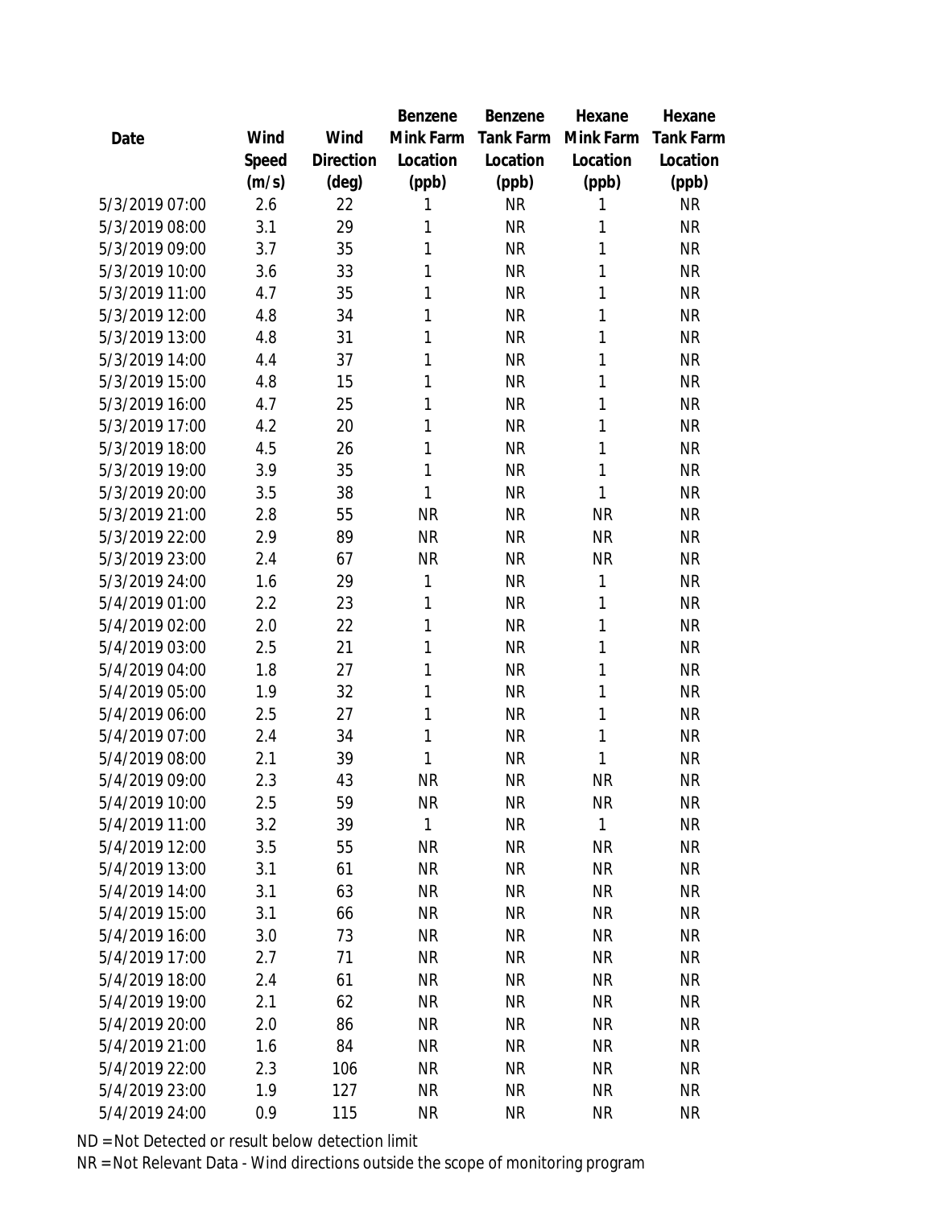| Date | Wind Speed (m/s) | Wind Direction (deg) | Benzene Mink Farm Location (ppb) | Benzene Tank Farm Location (ppb) | Hexane Mink Farm Location (ppb) | Hexane Tank Farm Location (ppb) |
|---|---|---|---|---|---|---|
| 5/3/2019 07:00 | 2.6 | 22 | 1 | NR | 1 | NR |
| 5/3/2019 08:00 | 3.1 | 29 | 1 | NR | 1 | NR |
| 5/3/2019 09:00 | 3.7 | 35 | 1 | NR | 1 | NR |
| 5/3/2019 10:00 | 3.6 | 33 | 1 | NR | 1 | NR |
| 5/3/2019 11:00 | 4.7 | 35 | 1 | NR | 1 | NR |
| 5/3/2019 12:00 | 4.8 | 34 | 1 | NR | 1 | NR |
| 5/3/2019 13:00 | 4.8 | 31 | 1 | NR | 1 | NR |
| 5/3/2019 14:00 | 4.4 | 37 | 1 | NR | 1 | NR |
| 5/3/2019 15:00 | 4.8 | 15 | 1 | NR | 1 | NR |
| 5/3/2019 16:00 | 4.7 | 25 | 1 | NR | 1 | NR |
| 5/3/2019 17:00 | 4.2 | 20 | 1 | NR | 1 | NR |
| 5/3/2019 18:00 | 4.5 | 26 | 1 | NR | 1 | NR |
| 5/3/2019 19:00 | 3.9 | 35 | 1 | NR | 1 | NR |
| 5/3/2019 20:00 | 3.5 | 38 | 1 | NR | 1 | NR |
| 5/3/2019 21:00 | 2.8 | 55 | NR | NR | NR | NR |
| 5/3/2019 22:00 | 2.9 | 89 | NR | NR | NR | NR |
| 5/3/2019 23:00 | 2.4 | 67 | NR | NR | NR | NR |
| 5/3/2019 24:00 | 1.6 | 29 | 1 | NR | 1 | NR |
| 5/4/2019 01:00 | 2.2 | 23 | 1 | NR | 1 | NR |
| 5/4/2019 02:00 | 2.0 | 22 | 1 | NR | 1 | NR |
| 5/4/2019 03:00 | 2.5 | 21 | 1 | NR | 1 | NR |
| 5/4/2019 04:00 | 1.8 | 27 | 1 | NR | 1 | NR |
| 5/4/2019 05:00 | 1.9 | 32 | 1 | NR | 1 | NR |
| 5/4/2019 06:00 | 2.5 | 27 | 1 | NR | 1 | NR |
| 5/4/2019 07:00 | 2.4 | 34 | 1 | NR | 1 | NR |
| 5/4/2019 08:00 | 2.1 | 39 | 1 | NR | 1 | NR |
| 5/4/2019 09:00 | 2.3 | 43 | NR | NR | NR | NR |
| 5/4/2019 10:00 | 2.5 | 59 | NR | NR | NR | NR |
| 5/4/2019 11:00 | 3.2 | 39 | 1 | NR | 1 | NR |
| 5/4/2019 12:00 | 3.5 | 55 | NR | NR | NR | NR |
| 5/4/2019 13:00 | 3.1 | 61 | NR | NR | NR | NR |
| 5/4/2019 14:00 | 3.1 | 63 | NR | NR | NR | NR |
| 5/4/2019 15:00 | 3.1 | 66 | NR | NR | NR | NR |
| 5/4/2019 16:00 | 3.0 | 73 | NR | NR | NR | NR |
| 5/4/2019 17:00 | 2.7 | 71 | NR | NR | NR | NR |
| 5/4/2019 18:00 | 2.4 | 61 | NR | NR | NR | NR |
| 5/4/2019 19:00 | 2.1 | 62 | NR | NR | NR | NR |
| 5/4/2019 20:00 | 2.0 | 86 | NR | NR | NR | NR |
| 5/4/2019 21:00 | 1.6 | 84 | NR | NR | NR | NR |
| 5/4/2019 22:00 | 2.3 | 106 | NR | NR | NR | NR |
| 5/4/2019 23:00 | 1.9 | 127 | NR | NR | NR | NR |
| 5/4/2019 24:00 | 0.9 | 115 | NR | NR | NR | NR |

ND = Not Detected or result below detection limit

NR = Not Relevant Data - Wind directions outside the scope of monitoring program